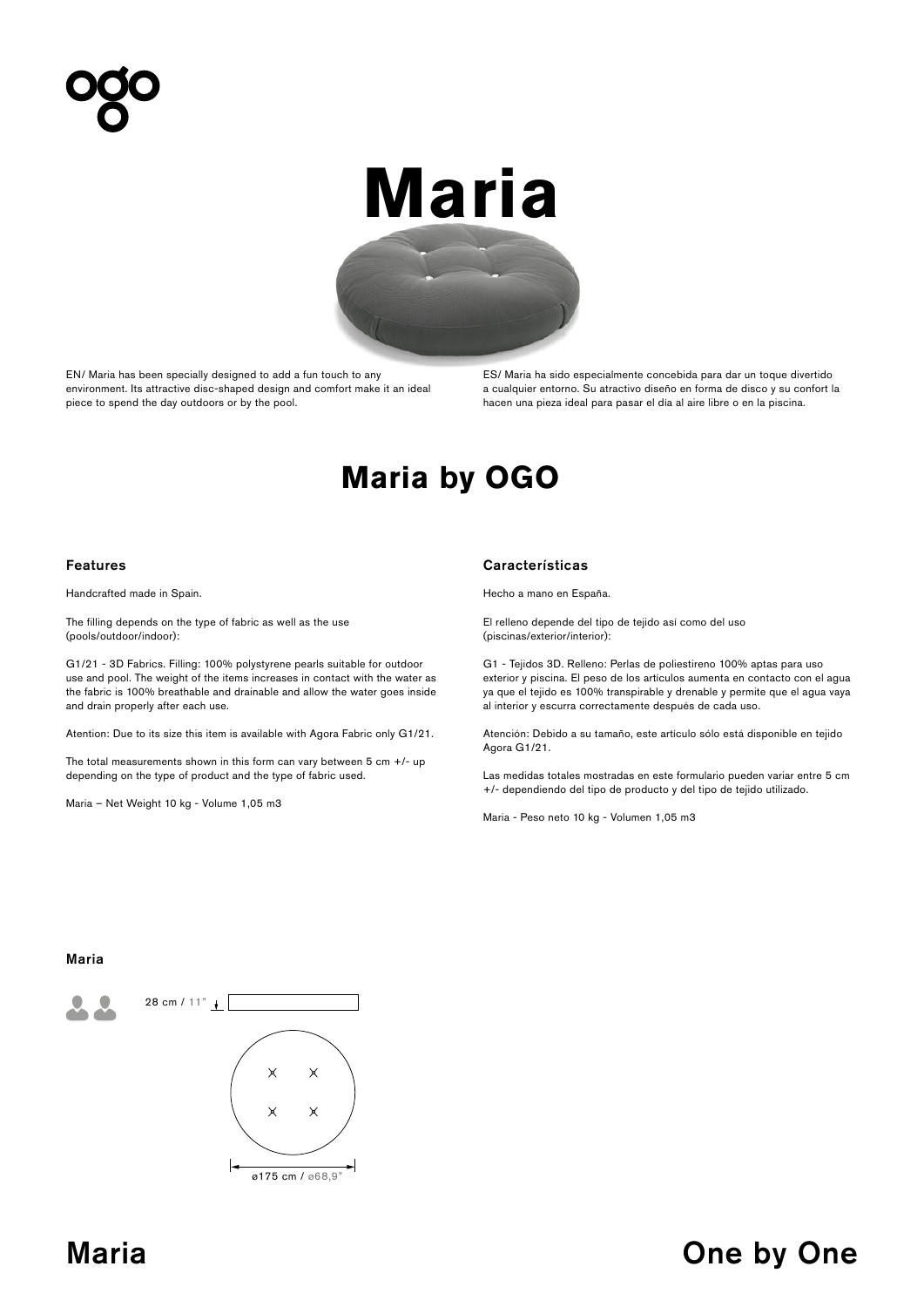ogo

# Maria

EN/ Maria has been specially designed to add a fun touch to any environment. Its attractive disc-shaped design and comfort make it an ideal piece to spend the day outdoors or by the pool.

ES/ Maria ha sido especialmente concebida para dar un toque divertido a cualquier entorno. Su atractivo diseño en forma de disco y su confort la hacen una pieza ideal para pasar el día al aire libre o en la piscina.

## Maria by OGO

### Features

Handcrafted made in Spain.

The filling depends on the type of fabric as well as the use (pools/outdoor/indoor):

G1/21 - 3D Fabrics. Filling: 100% polystyrene pearls suitable for outdoor use and pool. The weight of the items increases in contact with the water as the fabric is 100% breathable and drainable and allow the water goes inside and drain properly after each use.

Atention: Due to its size this item is available with Agora Fabric only G1/21.

The total measurements shown in this form can vary between 5 cm +/- up depending on the type of product and the type of fabric used.

Maria – Net Weight 10 kg - Volume 1,05 m3

### Características

Hecho a mano en España.

El relleno depende del tipo de tejido así como del uso (piscinas/exterior/interior):

G1 - Tejidos 3D. Relleno: Perlas de poliestireno 100% aptas para uso exterior y piscina. El peso de los artículos aumenta en contacto con el agua ya que el tejido es 100% transpirable y drenable y permite que el agua vaya al interior y escurra correctamente después de cada uso.

Atención: Debido a su tamaño, este artículo sólo está disponible en tejido Agora G1/21.

Las medidas totales mostradas en este formulario pueden variar entre 5 cm +/- dependiendo del tipo de producto y del tipo de tejido utilizado.

Maria - Peso neto 10 kg - Volumen 1,05 m3

### Maria

28 cm / 11"

ø175 cm / ø68,9"

## Maria

## One by One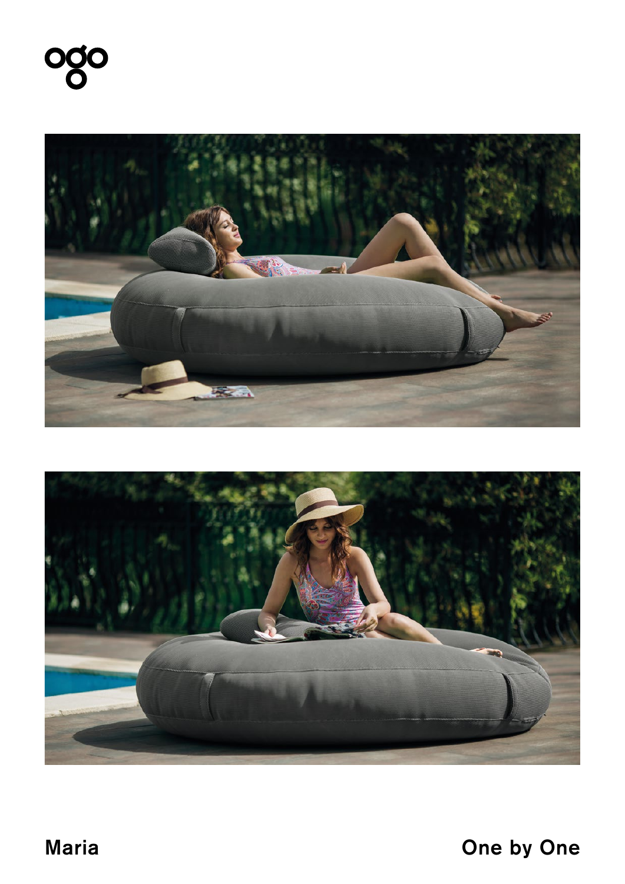ogo

Maria

One by One